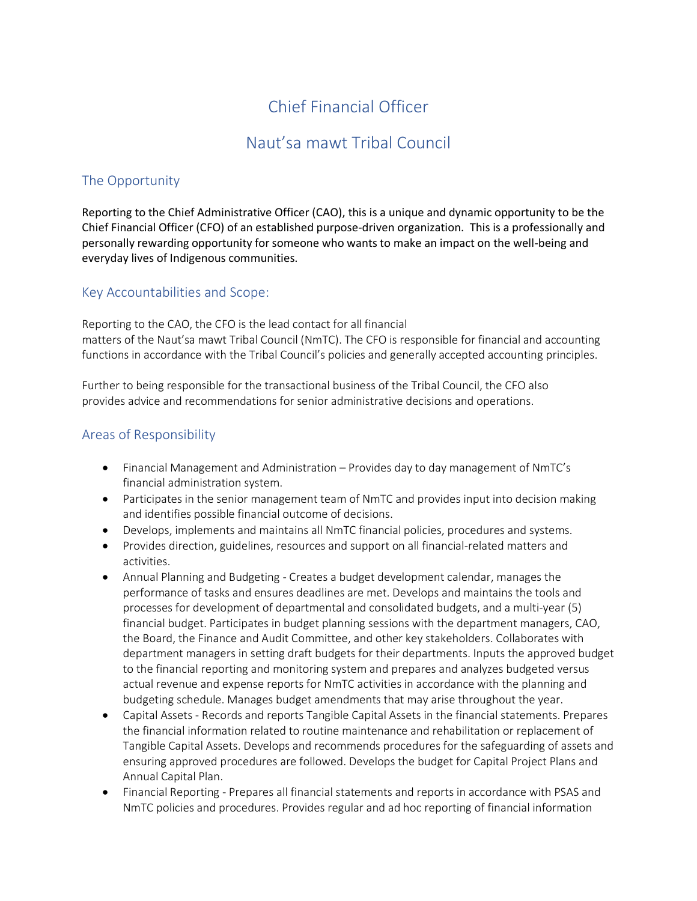# Chief Financial Officer

# Naut'sa mawt Tribal Council

## The Opportunity

Reporting to the Chief Administrative Officer (CAO), this is a unique and dynamic opportunity to be the Chief Financial Officer (CFO) of an established purpose-driven organization. This is a professionally and personally rewarding opportunity for someone who wants to make an impact on the well-being and everyday lives of Indigenous communities.

## Key Accountabilities and Scope:

Reporting to the CAO, the CFO is the lead contact for all financial matters of the Naut'sa mawt Tribal Council (NmTC). The CFO is responsible for financial and accounting functions in accordance with the Tribal Council's policies and generally accepted accounting principles.

Further to being responsible for the transactional business of the Tribal Council, the CFO also provides advice and recommendations for senior administrative decisions and operations.

## Areas of Responsibility

- Financial Management and Administration – Provides day to day management of NmTC's financial administration system.
- Participates in the senior management team of NmTC and provides input into decision making and identifies possible financial outcome of decisions.
- Develops, implements and maintains all NmTC financial policies, procedures and systems.
- Provides direction, guidelines, resources and support on all financial-related matters and activities.
- Annual Planning and Budgeting - Creates a budget development calendar, manages the performance of tasks and ensures deadlines are met. Develops and maintains the tools and processes for development of departmental and consolidated budgets, and a multi-year (5) financial budget. Participates in budget planning sessions with the department managers, CAO, the Board, the Finance and Audit Committee, and other key stakeholders. Collaborates with department managers in setting draft budgets for their departments. Inputs the approved budget to the financial reporting and monitoring system and prepares and analyzes budgeted versus actual revenue and expense reports for NmTC activities in accordance with the planning and budgeting schedule. Manages budget amendments that may arise throughout the year.
- Capital Assets - Records and reports Tangible Capital Assets in the financial statements. Prepares the financial information related to routine maintenance and rehabilitation or replacement of Tangible Capital Assets. Develops and recommends procedures for the safeguarding of assets and ensuring approved procedures are followed. Develops the budget for Capital Project Plans and Annual Capital Plan.
- Financial Reporting - Prepares all financial statements and reports in accordance with PSAS and NmTC policies and procedures. Provides regular and ad hoc reporting of financial information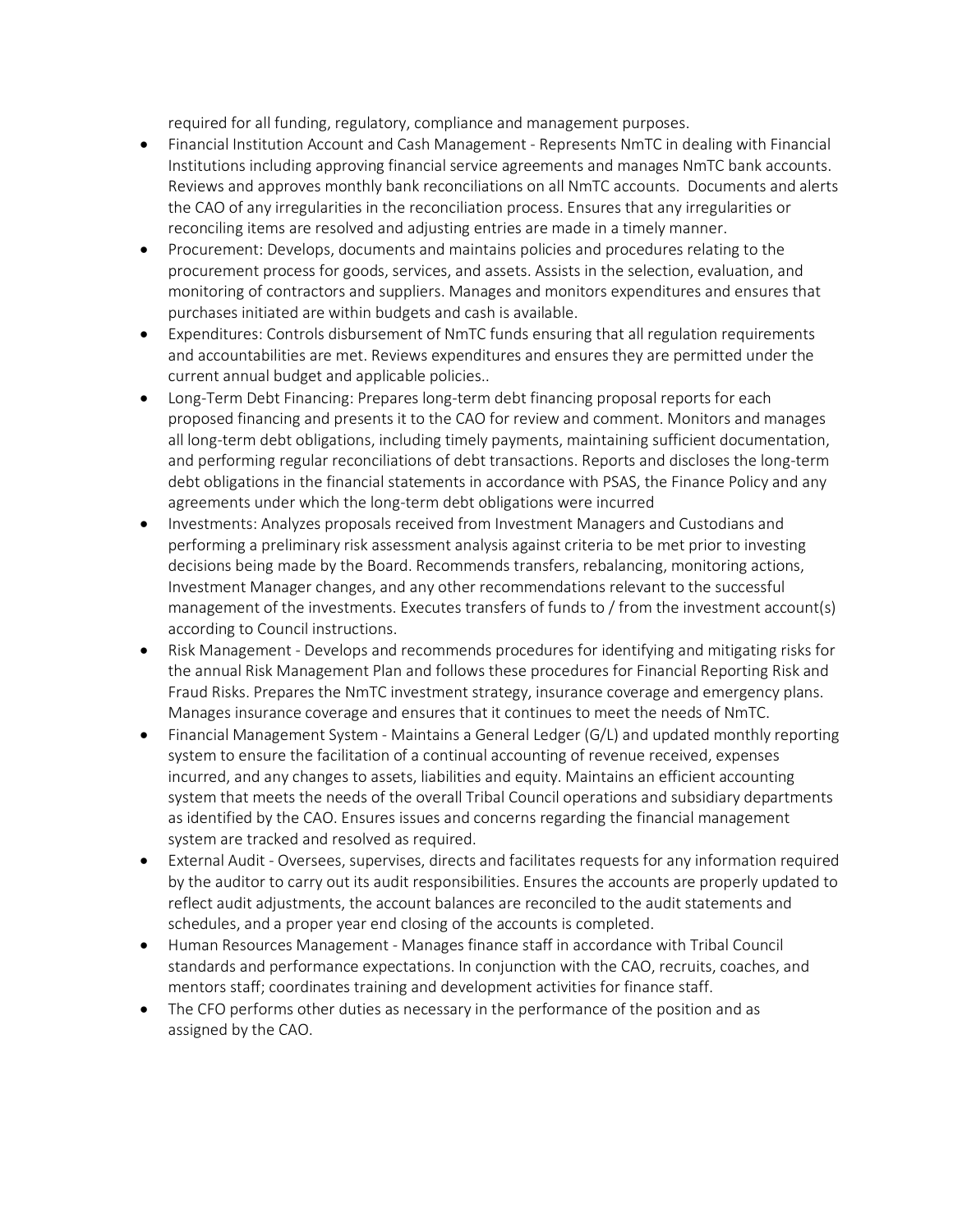required for all funding, regulatory, compliance and management purposes.

- Financial Institution Account and Cash Management - Represents NmTC in dealing with Financial Institutions including approving financial service agreements and manages NmTC bank accounts. Reviews and approves monthly bank reconciliations on all NmTC accounts. Documents and alerts the CAO of any irregularities in the reconciliation process. Ensures that any irregularities or reconciling items are resolved and adjusting entries are made in a timely manner.
- Procurement: Develops, documents and maintains policies and procedures relating to the procurement process for goods, services, and assets. Assists in the selection, evaluation, and monitoring of contractors and suppliers. Manages and monitors expenditures and ensures that purchases initiated are within budgets and cash is available.
- Expenditures: Controls disbursement of NmTC funds ensuring that all regulation requirements and accountabilities are met. Reviews expenditures and ensures they are permitted under the current annual budget and applicable policies..
- Long-Term Debt Financing: Prepares long-term debt financing proposal reports for each proposed financing and presents it to the CAO for review and comment. Monitors and manages all long-term debt obligations, including timely payments, maintaining sufficient documentation, and performing regular reconciliations of debt transactions. Reports and discloses the long-term debt obligations in the financial statements in accordance with PSAS, the Finance Policy and any agreements under which the long-term debt obligations were incurred
- Investments: Analyzes proposals received from Investment Managers and Custodians and performing a preliminary risk assessment analysis against criteria to be met prior to investing decisions being made by the Board. Recommends transfers, rebalancing, monitoring actions, Investment Manager changes, and any other recommendations relevant to the successful management of the investments. Executes transfers of funds to / from the investment account(s) according to Council instructions.
- Risk Management - Develops and recommends procedures for identifying and mitigating risks for the annual Risk Management Plan and follows these procedures for Financial Reporting Risk and Fraud Risks. Prepares the NmTC investment strategy, insurance coverage and emergency plans. Manages insurance coverage and ensures that it continues to meet the needs of NmTC.
- Financial Management System - Maintains a General Ledger (G/L) and updated monthly reporting system to ensure the facilitation of a continual accounting of revenue received, expenses incurred, and any changes to assets, liabilities and equity. Maintains an efficient accounting system that meets the needs of the overall Tribal Council operations and subsidiary departments as identified by the CAO. Ensures issues and concerns regarding the financial management system are tracked and resolved as required.
- External Audit - Oversees, supervises, directs and facilitates requests for any information required by the auditor to carry out its audit responsibilities. Ensures the accounts are properly updated to reflect audit adjustments, the account balances are reconciled to the audit statements and schedules, and a proper year end closing of the accounts is completed.
- Human Resources Management - Manages finance staff in accordance with Tribal Council standards and performance expectations. In conjunction with the CAO, recruits, coaches, and mentors staff; coordinates training and development activities for finance staff.
- The CFO performs other duties as necessary in the performance of the position and as assigned by the CAO.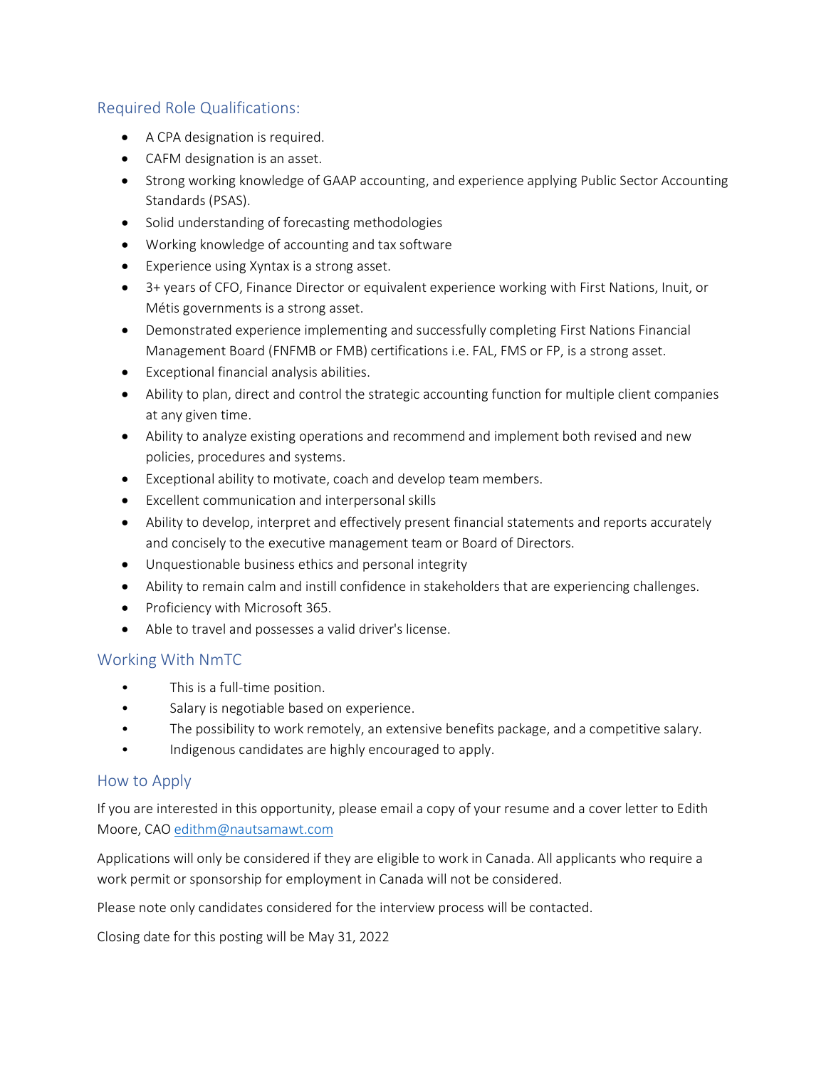## Required Role Qualifications:

- A CPA designation is required.
- CAFM designation is an asset.
- Strong working knowledge of GAAP accounting, and experience applying Public Sector Accounting Standards (PSAS).
- Solid understanding of forecasting methodologies
- Working knowledge of accounting and tax software
- Experience using Xyntax is a strong asset.
- 3+ years of CFO, Finance Director or equivalent experience working with First Nations, Inuit, or Métis governments is a strong asset.
- Demonstrated experience implementing and successfully completing First Nations Financial Management Board (FNFMB or FMB) certifications i.e. FAL, FMS or FP, is a strong asset.
- Exceptional financial analysis abilities.
- Ability to plan, direct and control the strategic accounting function for multiple client companies at any given time.
- Ability to analyze existing operations and recommend and implement both revised and new policies, procedures and systems.
- Exceptional ability to motivate, coach and develop team members.
- Excellent communication and interpersonal skills
- Ability to develop, interpret and effectively present financial statements and reports accurately and concisely to the executive management team or Board of Directors.
- Unquestionable business ethics and personal integrity
- Ability to remain calm and instill confidence in stakeholders that are experiencing challenges.
- Proficiency with Microsoft 365.
- Able to travel and possesses a valid driver's license.

## Working With NmTC

- This is a full-time position.
- Salary is negotiable based on experience.
- The possibility to work remotely, an extensive benefits package, and a competitive salary.
- Indigenous candidates are highly encouraged to apply.

## How to Apply

If you are interested in this opportunity, please email a copy of your resume and a cover letter to Edith Moore, CAO edithm@nautsamawt.com

Applications will only be considered if they are eligible to work in Canada. All applicants who require a work permit or sponsorship for employment in Canada will not be considered.

Please note only candidates considered for the interview process will be contacted.

Closing date for this posting will be May 31, 2022